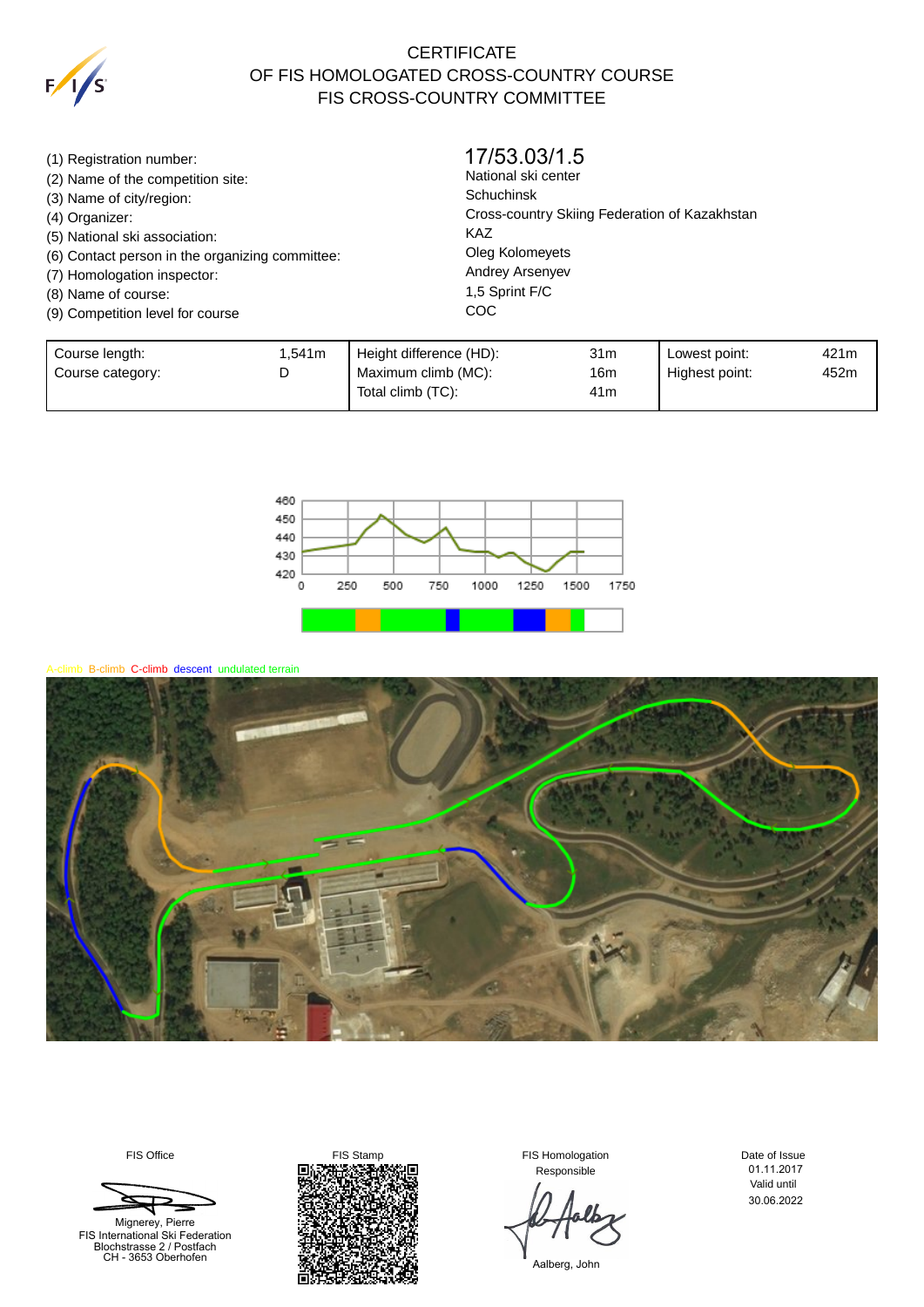# CERTIFICATE
# OF FIS HOMOLOGATED CROSS-COUNTRY COURSE
# FIS CROSS-COUNTRY COMMITTEE

| | |
|---|---|
| (1) Registration number: | 17/53.03/1.5 |
| (2) Name of the competition site: | National ski center |
| (3) Name of city/region: | Schuchinsk |
| (4) Organizer: | Cross-country Skiing Federation of Kazakhstan |
| (5) National ski association: | KAZ |
| (6) Contact person in the organizing committee: | Oleg Kolomeyets |
| (7) Homologation inspector: | Andrey Arsenyev |
| (8) Name of course: | 1,5 Sprint F/C |
| (9) Competition level for course | COC |

| | | | | | |
|---|---|---|---|---|---|
| Course length: | 1,541m | Height difference (HD): | 31m | Lowest point: | 421m |
| Course category: | D | Maximum climb (MC): | 16m | Highest point: | 452m |
| | | Total climb (TC): | 41m | | |

A-climb B-climb C-climb descent undulated terrain

| FIS Office | FIS Stamp | FIS Homologation Responsible | Date of Issue |
|---|---|---|---|
| Mignerey, Pierre<br>FIS International Ski Federation<br>Blochstrasse 2 / Postfach<br>CH - 3653 Oberhofen | | Aalberg, John | 01.11.2017<br>Valid until<br>30.06.2022 |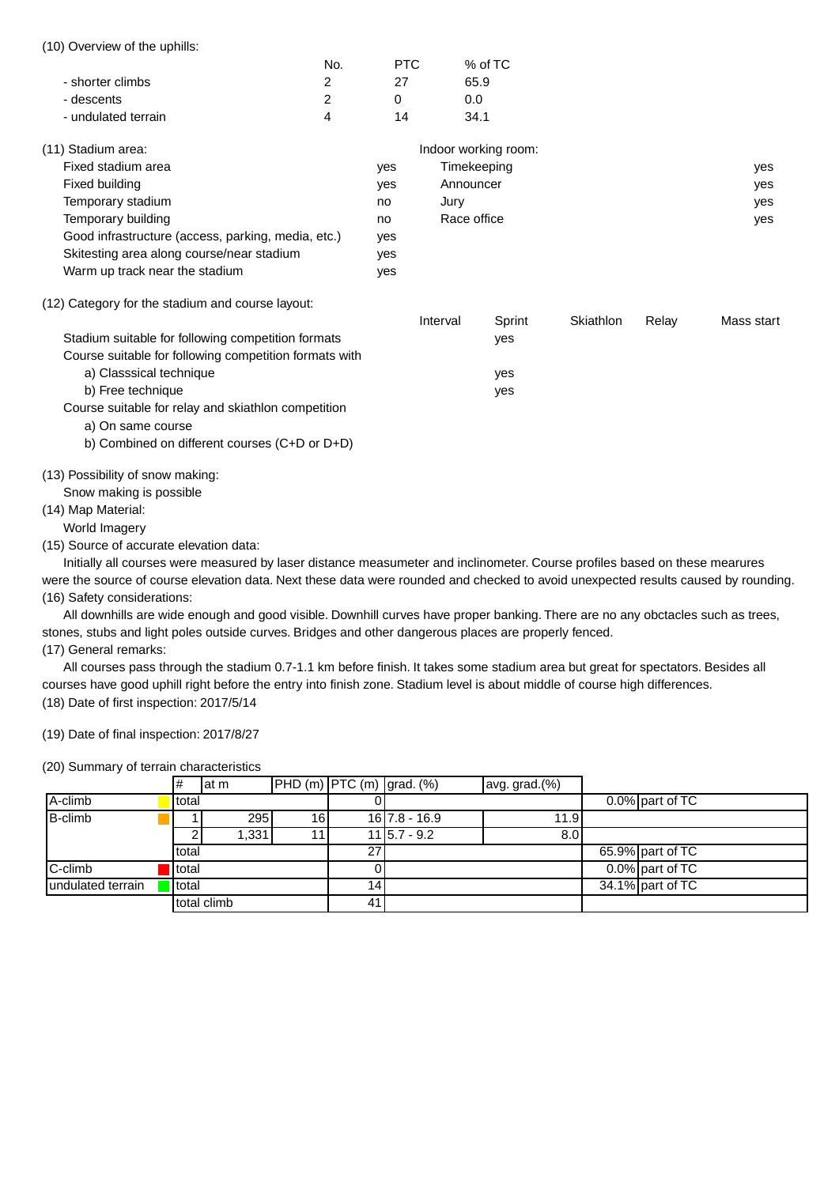(10) Overview of the uphills:

| | No. | PTC | % of TC |
|---|---|---|---|
| - shorter climbs | 2 | 27 | 65.9 |
| - descents | 2 | 0 | 0.0 |
| - undulated terrain | 4 | 14 | 34.1 |

(11) Stadium area:

| | | Indoor working room: | |
|---|---|---|---|
| Fixed stadium area | yes | Timekeeping | yes |
| Fixed building | yes | Announcer | yes |
| Temporary stadium | no | Jury | yes |
| Temporary building | no | Race office | yes |
| Good infrastructure (access, parking, media, etc.) | yes | | |
| Skitesting area along course/near stadium | yes | | |
| Warm up track near the stadium | yes | | |

(12) Category for the stadium and course layout:

| | Interval | Sprint | Skiathlon | Relay | Mass start |
|---|---|---|---|---|---|
| Stadium suitable for following competition formats | | yes | | | |
| Course suitable for following competition formats with | | | | | |
| a) Classsical technique | | yes | | | |
| b) Free technique | | yes | | | |
| Course suitable for relay and skiathlon competition | | | | | |
| a) On same course | | | | | |
| b) Combined on different courses (C+D or D+D) | | | | | |

(13) Possibility of snow making:

Snow making is possible

(14) Map Material:

World Imagery

(15) Source of accurate elevation data:

Initially all courses were measured by laser distance measumeter and inclinometer. Course profiles based on these mearures were the source of course elevation data. Next these data were rounded and checked to avoid unexpected results caused by rounding.

(16) Safety considerations:

All downhills are wide enough and good visible. Downhill curves have proper banking. There are no any obctacles such as trees, stones, stubs and light poles outside curves. Bridges and other dangerous places are properly fenced.

(17) General remarks:

All courses pass through the stadium 0.7-1.1 km before finish. It takes some stadium area but great for spectators. Besides all courses have good uphill right before the entry into finish zone. Stadium level is about middle of course high differences.

(18) Date of first inspection: 2017/5/14

(19) Date of final inspection: 2017/8/27

(20) Summary of terrain characteristics

| | # | at m | PHD (m) | PTC (m) | grad. (%) | avg. grad.(%) | |
|---|---|---|---|---|---|---|---|
| A-climb | total | | | 0 | | | 0.0% part of TC |
| B-climb | 1 | 295 | 16 | 16 | 7.8 - 16.9 | 11.9 | |
| | 2 | 1,331 | 11 | 11 | 5.7 - 9.2 | 8.0 | |
| | total | | | 27 | | | 65.9% part of TC |
| C-climb | total | | | 0 | | | 0.0% part of TC |
| undulated terrain | total | | | 14 | | | 34.1% part of TC |
| | total climb | | | 41 | | | |